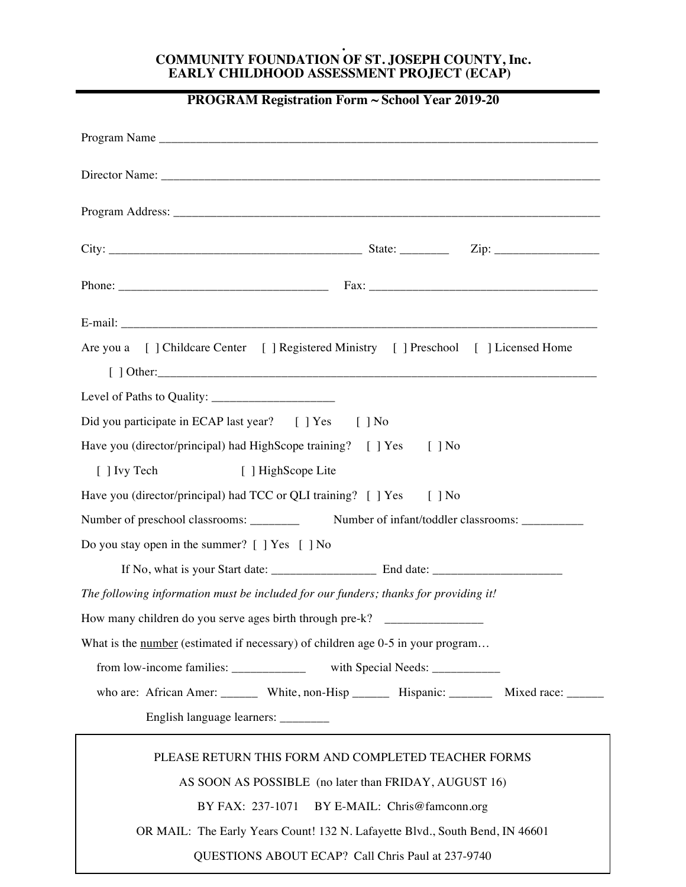**COMMUNITY FOUNDATION OF ST. JOSEPH COUNTY, Inc.**
**EARLY CHILDHOOD ASSESSMENT PROJECT (ECAP)**

## PROGRAM Registration Form ~ School Year 2019-20

Program Name ___________________________________________________________________________

Director Name: __________________________________________________________________________

Program Address: ________________________________________________________________________

City: _________________________________________ State: ________ Zip: _________________

Phone: __________________________________ Fax: _____________________________________

E-mail: __________________________________________________________________________________

Are you a [ ] Childcare Center [ ] Registered Ministry [ ] Preschool [ ] Licensed Home

[ ] Other:_________________________________________________________________________

Level of Paths to Quality: ____________________

Did you participate in ECAP last year? [ ] Yes [ ] No

Have you (director/principal) had HighScope training? [ ] Yes [ ] No

[ ] Ivy Tech [ ] HighScope Lite

Have you (director/principal) had TCC or QLI training? [ ] Yes [ ] No

Number of preschool classrooms: ________ Number of infant/toddler classrooms: __________

Do you stay open in the summer? [ ] Yes [ ] No

If No, what is your Start date: _________________ End date: _____________________

*The following information must be included for our funders; thanks for providing it!*

How many children do you serve ages birth through pre-k? ________________

What is the number (estimated if necessary) of children age 0-5 in your program…

from low-income families: ____________ with Special Needs: ___________

who are: African Amer: ______ White, non-Hisp ______ Hispanic: _______ Mixed race: ______

English language learners: ________

PLEASE RETURN THIS FORM AND COMPLETED TEACHER FORMS

AS SOON AS POSSIBLE (no later than FRIDAY, AUGUST 16)

BY FAX: 237-1071 BY E-MAIL: Chris@famconn.org

OR MAIL: The Early Years Count! 132 N. Lafayette Blvd., South Bend, IN 46601

QUESTIONS ABOUT ECAP? Call Chris Paul at 237-9740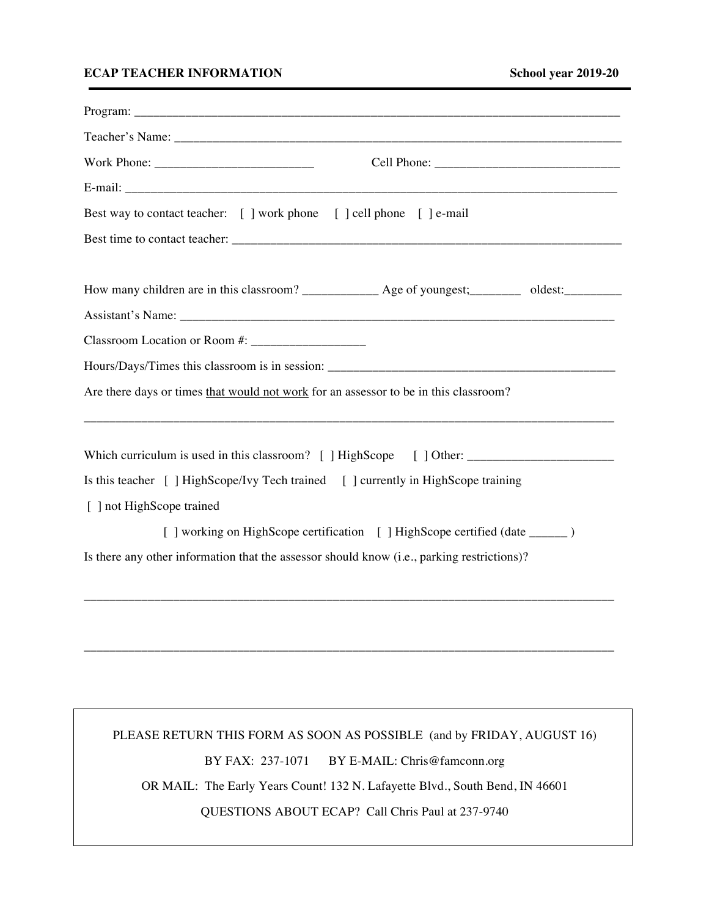**ECAP TEACHER INFORMATION** **School year 2019-20**

Program: ____________________________________________________________________________

Teacher's Name: ______________________________________________________________________

Work Phone: _________________________ Cell Phone: _____________________________

E-mail: _____________________________________________________________________________

Best way to contact teacher: [ ] work phone [ ] cell phone [ ] e-mail

Best time to contact teacher: _________________________________________________________

How many children are in this classroom? ____________ Age of youngest;________ oldest:_________

Assistant's Name: ___________________________________________________________________

Classroom Location or Room #: __________________

Hours/Days/Times this classroom is in session: ______________________________________________

Are there days or times <u>that would not work</u> for an assessor to be in this classroom?

_____________________________________________________________________________________

Which curriculum is used in this classroom? [ ] HighScope [ ] Other: _______________________

Is this teacher [ ] HighScope/Ivy Tech trained [ ] currently in HighScope training

[ ] not HighScope trained

[ ] working on HighScope certification [ ] HighScope certified (date ______ )

Is there any other information that the assessor should know (i.e., parking restrictions)?

_____________________________________________________________________________________

_____________________________________________________________________________________

PLEASE RETURN THIS FORM AS SOON AS POSSIBLE (and by FRIDAY, AUGUST 16)

BY FAX: 237-1071 BY E-MAIL: Chris@famconn.org

OR MAIL: The Early Years Count! 132 N. Lafayette Blvd., South Bend, IN 46601

QUESTIONS ABOUT ECAP? Call Chris Paul at 237-9740